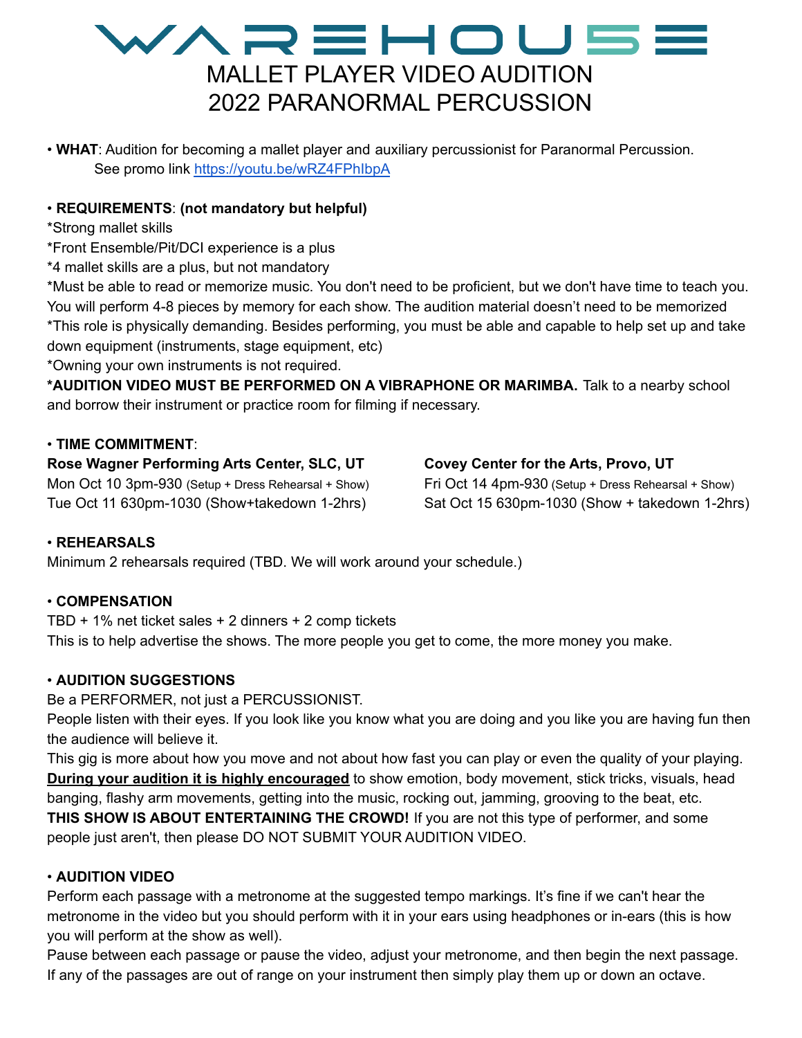# WAREHOUSE

## MALLET PLAYER VIDEO AUDITION
## 2022 PARANORMAL PERCUSSION

• **WHAT**: Audition for becoming a mallet player and auxiliary percussionist for Paranormal Percussion.
See promo link https://youtu.be/wRZ4FPhIbpA

• **REQUIREMENTS**: **(not mandatory but helpful)**
*Strong mallet skills
*Front Ensemble/Pit/DCI experience is a plus
*4 mallet skills are a plus, but not mandatory
*Must be able to read or memorize music. You don't need to be proficient, but we don't have time to teach you. You will perform 4-8 pieces by memory for each show. The audition material doesn't need to be memorized
*This role is physically demanding. Besides performing, you must be able and capable to help set up and take down equipment (instruments, stage equipment, etc)
*Owning your own instruments is not required.
***AUDITION VIDEO MUST BE PERFORMED ON A VIBRAPHONE OR MARIMBA.** Talk to a nearby school and borrow their instrument or practice room for filming if necessary.

• **TIME COMMITMENT**:

**Rose Wagner Performing Arts Center, SLC, UT**
Mon Oct 10 3pm-930 (Setup + Dress Rehearsal + Show)
Tue Oct 11 630pm-1030 (Show+takedown 1-2hrs)

**Covey Center for the Arts, Provo, UT**
Fri Oct 14 4pm-930 (Setup + Dress Rehearsal + Show)
Sat Oct 15 630pm-1030 (Show + takedown 1-2hrs)

• **REHEARSALS**
Minimum 2 rehearsals required (TBD. We will work around your schedule.)

• **COMPENSATION**
TBD + 1% net ticket sales + 2 dinners + 2 comp tickets
This is to help advertise the shows. The more people you get to come, the more money you make.

• **AUDITION SUGGESTIONS**
Be a PERFORMER, not just a PERCUSSIONIST.
People listen with their eyes. If you look like you know what you are doing and you like you are having fun then the audience will believe it.
This gig is more about how you move and not about how fast you can play or even the quality of your playing.
**During your audition it is highly encouraged** to show emotion, body movement, stick tricks, visuals, head banging, flashy arm movements, getting into the music, rocking out, jamming, grooving to the beat, etc.
**THIS SHOW IS ABOUT ENTERTAINING THE CROWD!** If you are not this type of performer, and some people just aren't, then please DO NOT SUBMIT YOUR AUDITION VIDEO.

• **AUDITION VIDEO**
Perform each passage with a metronome at the suggested tempo markings. It's fine if we can't hear the metronome in the video but you should perform with it in your ears using headphones or in-ears (this is how you will perform at the show as well).
Pause between each passage or pause the video, adjust your metronome, and then begin the next passage.
If any of the passages are out of range on your instrument then simply play them up or down an octave.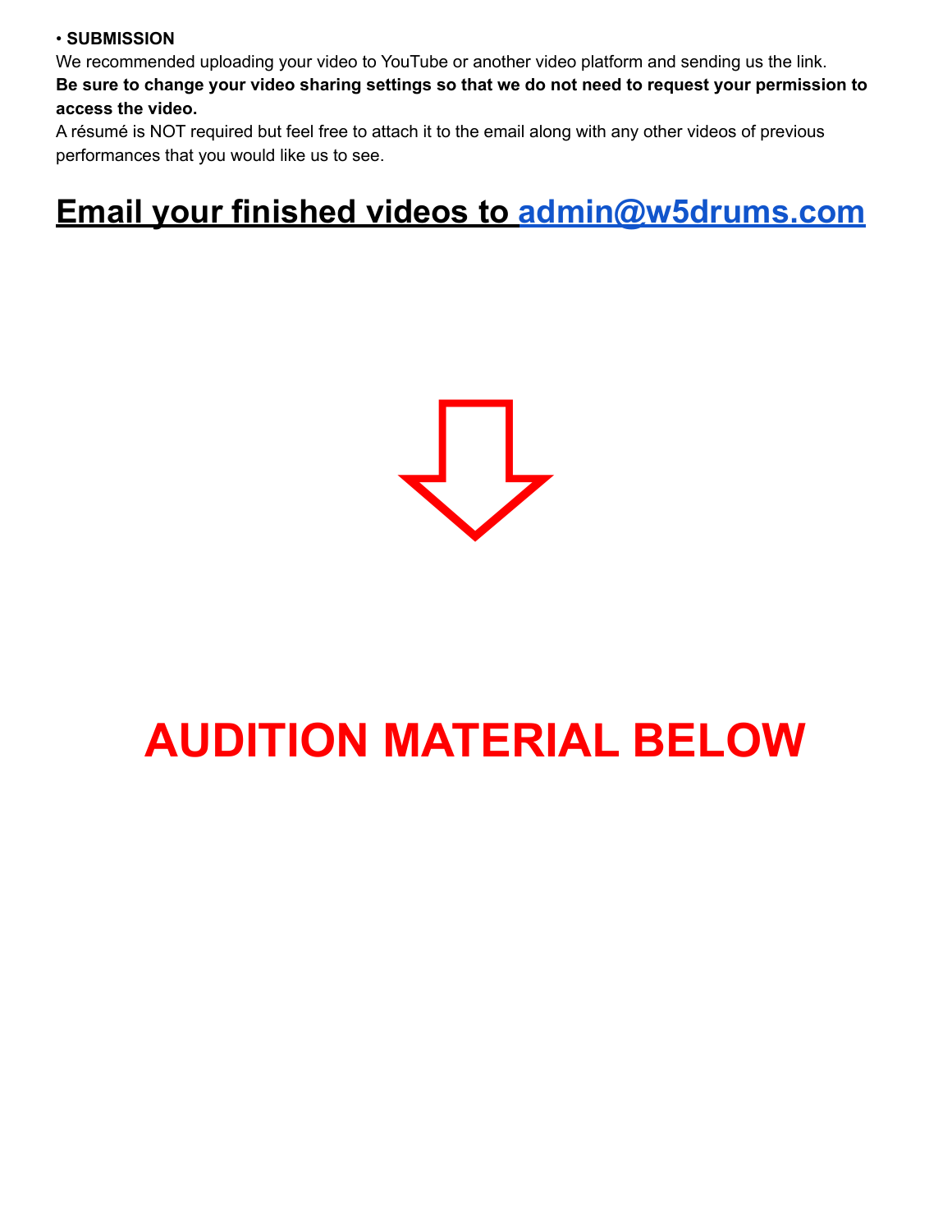• **SUBMISSION**

We recommended uploading your video to YouTube or another video platform and sending us the link.

**Be sure to change your video sharing settings so that we do not need to request your permission to access the video.**

A résumé is NOT required but feel free to attach it to the email along with any other videos of previous performances that you would like us to see.

## Email your finished videos to admin@w5drums.com

# AUDITION MATERIAL BELOW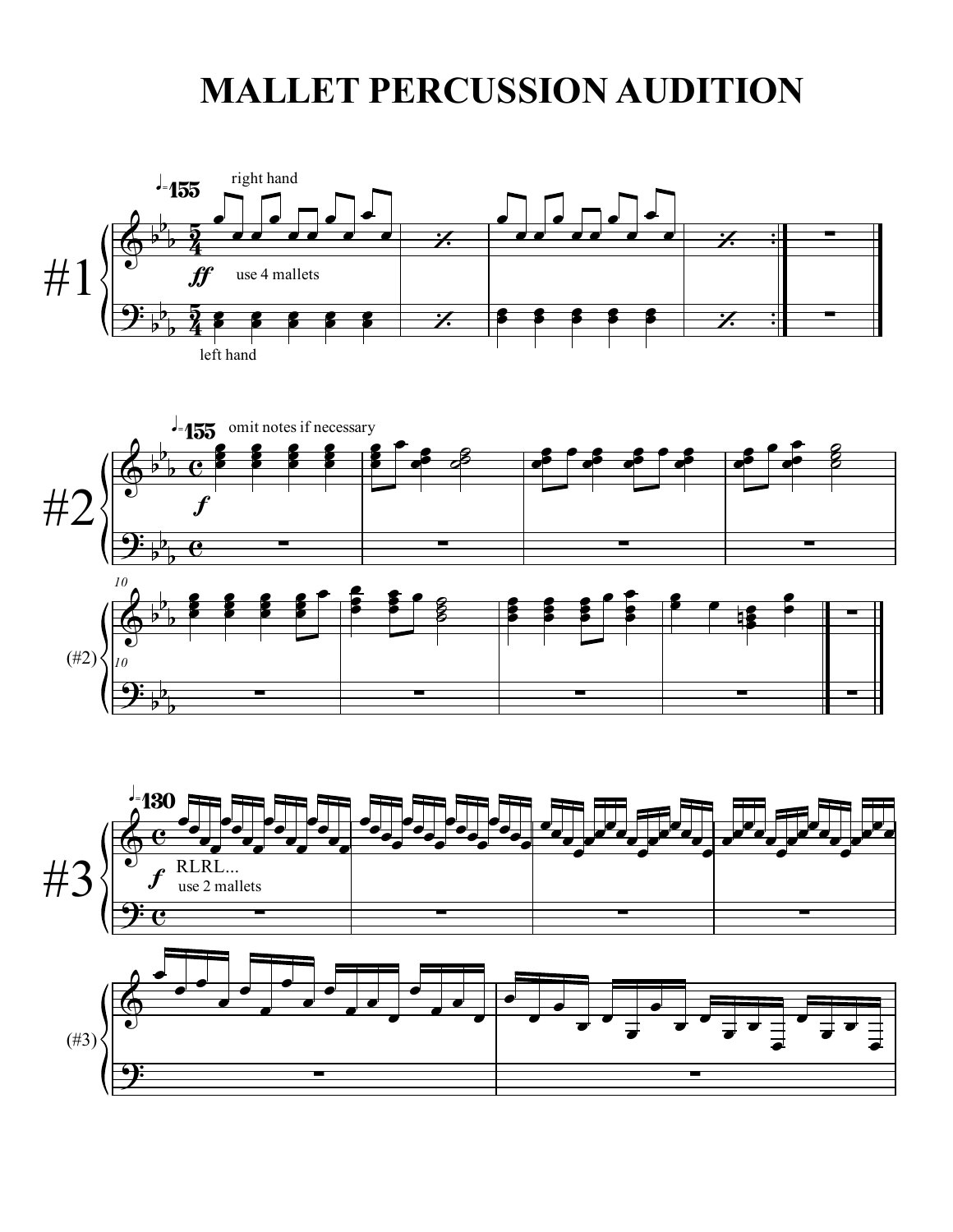# MALLET PERCUSSION AUDITION

#1

♩=155

right hand

*ff* use 4 mallets

left hand

#2

♩=155 omit notes if necessary

*f*

(#2)

#3

♩=130

*f* RLRL...

use 2 mallets

(#3)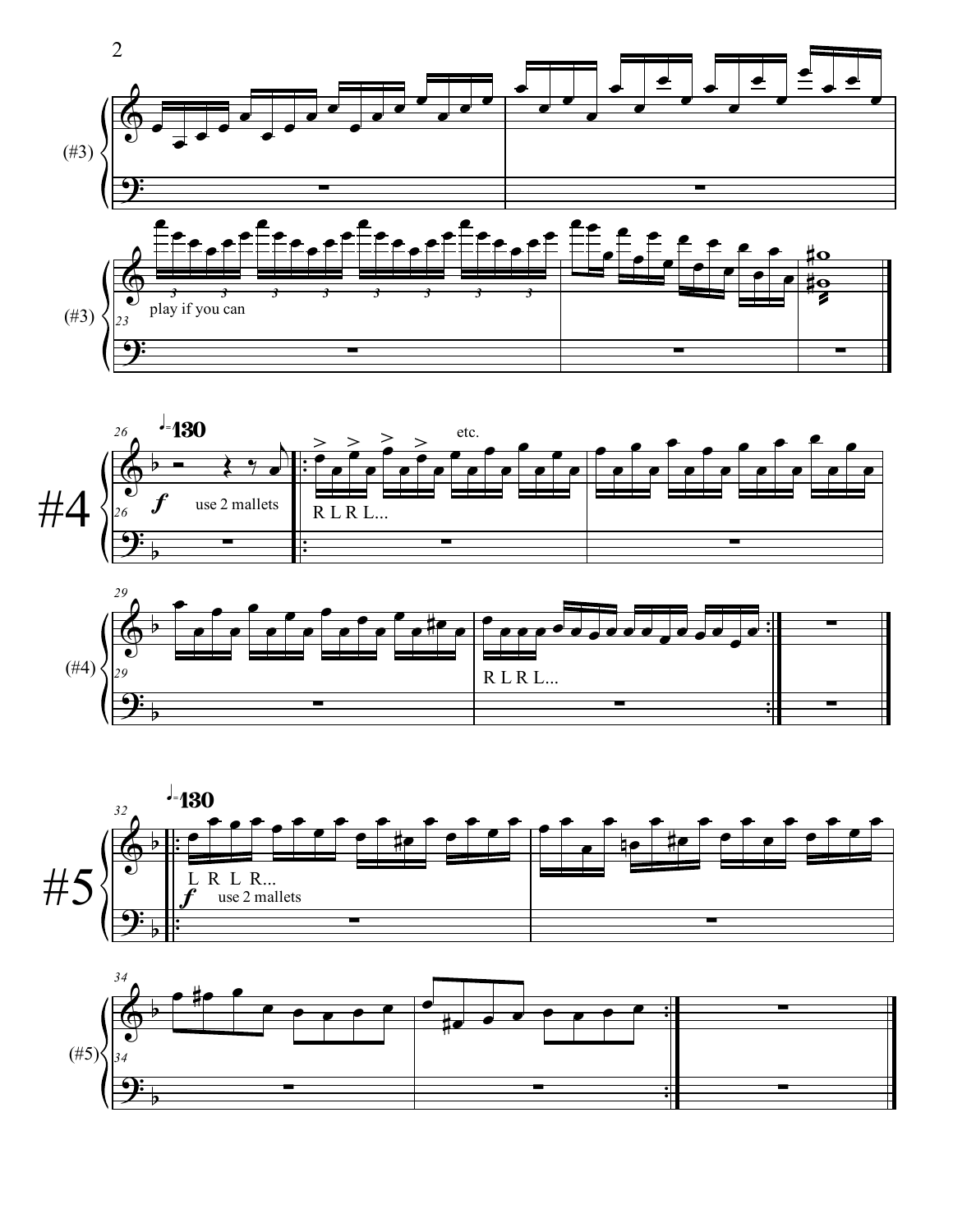(#3)

(#3)

play if you can

## #4

♩=130

*f* use 2 mallets

R L R L...

etc.

(#4)

R L R L...

## #5

♩=130

L R L R...

*f* use 2 mallets

(#5)